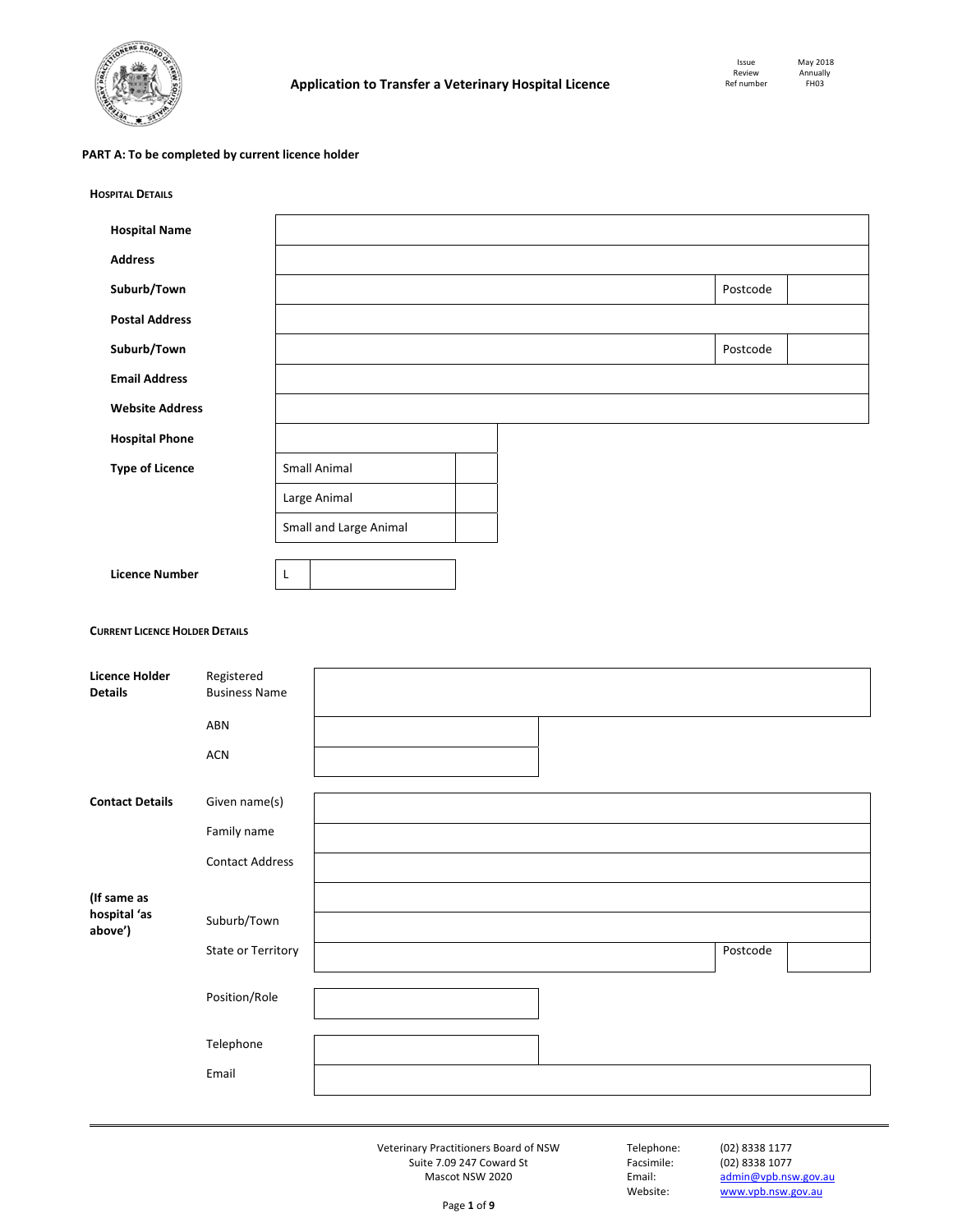# Application to Transfer a Veterinary Hospital Licence

| Issue | May 2018 |
|---|---|
| Review | Annually |
| Ref number | FH03 |

**PART A: To be completed by current licence holder**

### HOSPITAL DETAILS

| | | | |
|---|---|---|---|
| **Hospital Name** | | | |
| **Address** | | | |
| **Suburb/Town** | | Postcode | |
| **Postal Address** | | | |
| **Suburb/Town** | | Postcode | |
| **Email Address** | | | |
| **Website Address** | | | |
| **Hospital Phone** | | | |
| **Type of Licence** | Small Animal | | |
| | Large Animal | | |
| | Small and Large Animal | | |
| **Licence Number** | L | | |

### CURRENT LICENCE HOLDER DETAILS

| | | | | |
|---|---|---|---|---|
| **Licence Holder Details** | Registered Business Name | | | |
| | ABN | | | |
| | ACN | | | |
| **Contact Details** | Given name(s) | | | |
| | Family name | | | |
| | Contact Address | | | |
| **(If same as hospital 'as above')** | | | | |
| | Suburb/Town | | | |
| | State or Territory | | Postcode | |
| | Position/Role | | | |
| | Telephone | | | |
| | Email | | | |

Veterinary Practitioners Board of NSW
Suite 7.09 247 Coward St
Mascot NSW 2020

Telephone: (02) 8338 1177
Facsimile: (02) 8338 1077
Email: admin@vpb.nsw.gov.au
Website: www.vpb.nsw.gov.au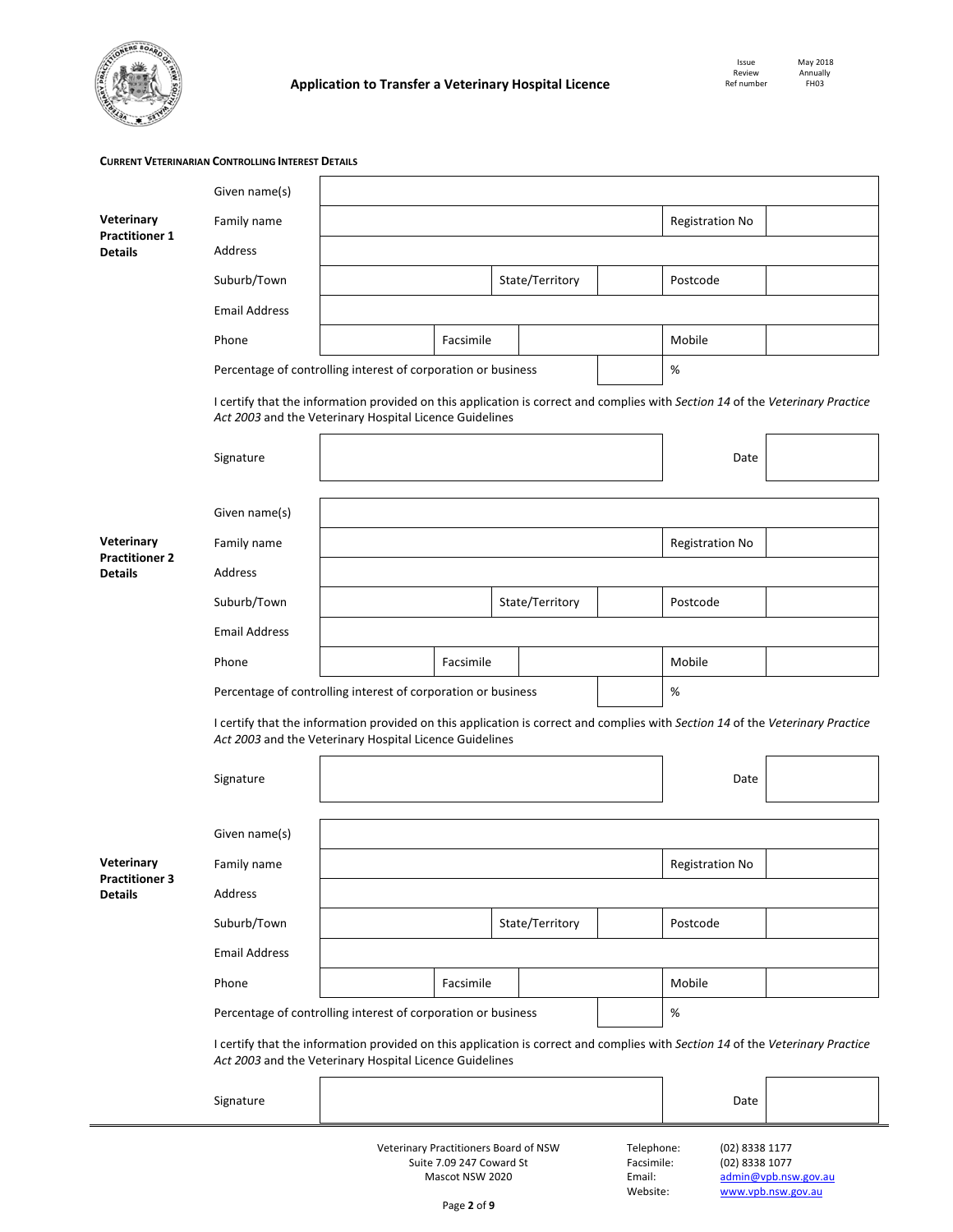**Current Veterinarian Controlling Interest Details**

**Veterinary Practitioner 1 Details**

| | | | | |
|---|---|---|---|---|
| Given name(s) | | | | |
| Family name | | | Registration No | |
| Address | | | | |
| Suburb/Town | | State/Territory | Postcode | |
| Email Address | | | | |
| Phone | | Facsimile | Mobile | |

Percentage of controlling interest of corporation or business ______ %

I certify that the information provided on this application is correct and complies with *Section 14* of the *Veterinary Practice Act 2003* and the Veterinary Hospital Licence Guidelines

| Signature | | Date | |
|---|---|---|---|

**Veterinary Practitioner 2 Details**

| | | | | |
|---|---|---|---|---|
| Given name(s) | | | | |
| Family name | | | Registration No | |
| Address | | | | |
| Suburb/Town | | State/Territory | Postcode | |
| Email Address | | | | |
| Phone | | Facsimile | Mobile | |

Percentage of controlling interest of corporation or business ______ %

I certify that the information provided on this application is correct and complies with *Section 14* of the *Veterinary Practice Act 2003* and the Veterinary Hospital Licence Guidelines

| Signature | | Date | |
|---|---|---|---|

**Veterinary Practitioner 3 Details**

| | | | | |
|---|---|---|---|---|
| Given name(s) | | | | |
| Family name | | | Registration No | |
| Address | | | | |
| Suburb/Town | | State/Territory | Postcode | |
| Email Address | | | | |
| Phone | | Facsimile | Mobile | |

Percentage of controlling interest of corporation or business ______ %

I certify that the information provided on this application is correct and complies with *Section 14* of the *Veterinary Practice Act 2003* and the Veterinary Hospital Licence Guidelines

| Signature | | Date | |
|---|---|---|---|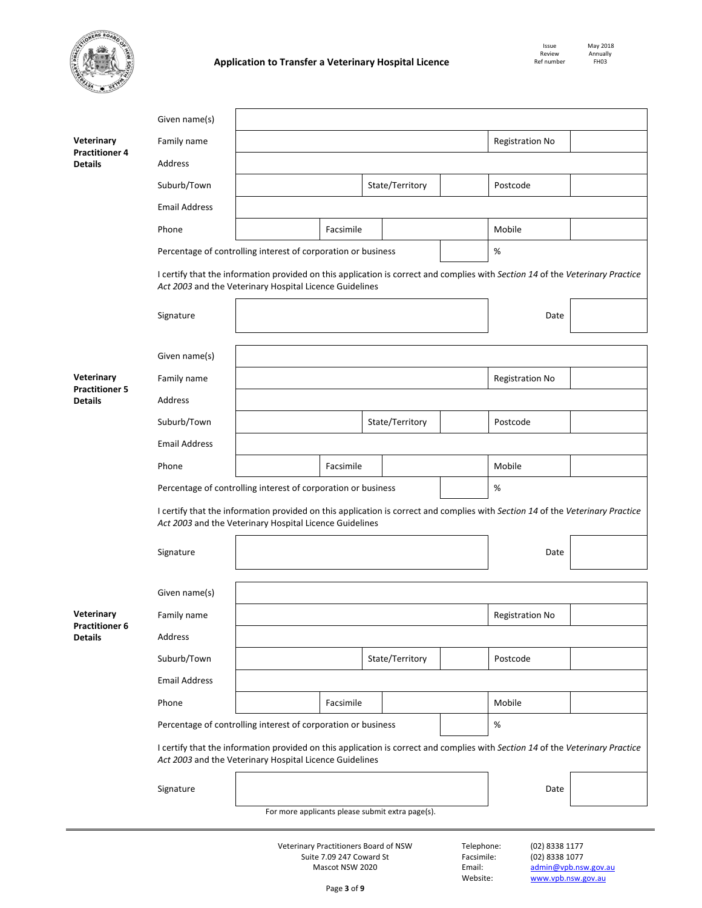# Application to Transfer a Veterinary Hospital Licence

| | |
|---|---|
| Issue | May 2018 |
| Review | Annually |
| Ref number | FH03 |

**Veterinary Practitioner 4 Details**

| | | | | | |
|---|---|---|---|---|---|
| Given name(s) | | | | | |
| Family name | | | | Registration No | |
| Address | | | | | |
| Suburb/Town | | State/Territory | | Postcode | |
| Email Address | | | | | |
| Phone | | Facsimile | | Mobile | |

Percentage of controlling interest of corporation or business | | %

I certify that the information provided on this application is correct and complies with *Section 14* of the *Veterinary Practice Act 2003* and the Veterinary Hospital Licence Guidelines

| | | | |
|---|---|---|---|
| Signature | | Date | |

**Veterinary Practitioner 5 Details**

| | | | | | |
|---|---|---|---|---|---|
| Given name(s) | | | | | |
| Family name | | | | Registration No | |
| Address | | | | | |
| Suburb/Town | | State/Territory | | Postcode | |
| Email Address | | | | | |
| Phone | | Facsimile | | Mobile | |

Percentage of controlling interest of corporation or business | | %

I certify that the information provided on this application is correct and complies with *Section 14* of the *Veterinary Practice Act 2003* and the Veterinary Hospital Licence Guidelines

| | | | |
|---|---|---|---|
| Signature | | Date | |

**Veterinary Practitioner 6 Details**

| | | | | | |
|---|---|---|---|---|---|
| Given name(s) | | | | | |
| Family name | | | | Registration No | |
| Address | | | | | |
| Suburb/Town | | State/Territory | | Postcode | |
| Email Address | | | | | |
| Phone | | Facsimile | | Mobile | |

Percentage of controlling interest of corporation or business | | %

I certify that the information provided on this application is correct and complies with *Section 14* of the *Veterinary Practice Act 2003* and the Veterinary Hospital Licence Guidelines

| | | | |
|---|---|---|---|
| Signature | | Date | |

For more applicants please submit extra page(s).

Veterinary Practitioners Board of NSW
Suite 7.09 247 Coward St
Mascot NSW 2020

Telephone: (02) 8338 1177
Facsimile: (02) 8338 1077
Email: admin@vpb.nsw.gov.au
Website: www.vpb.nsw.gov.au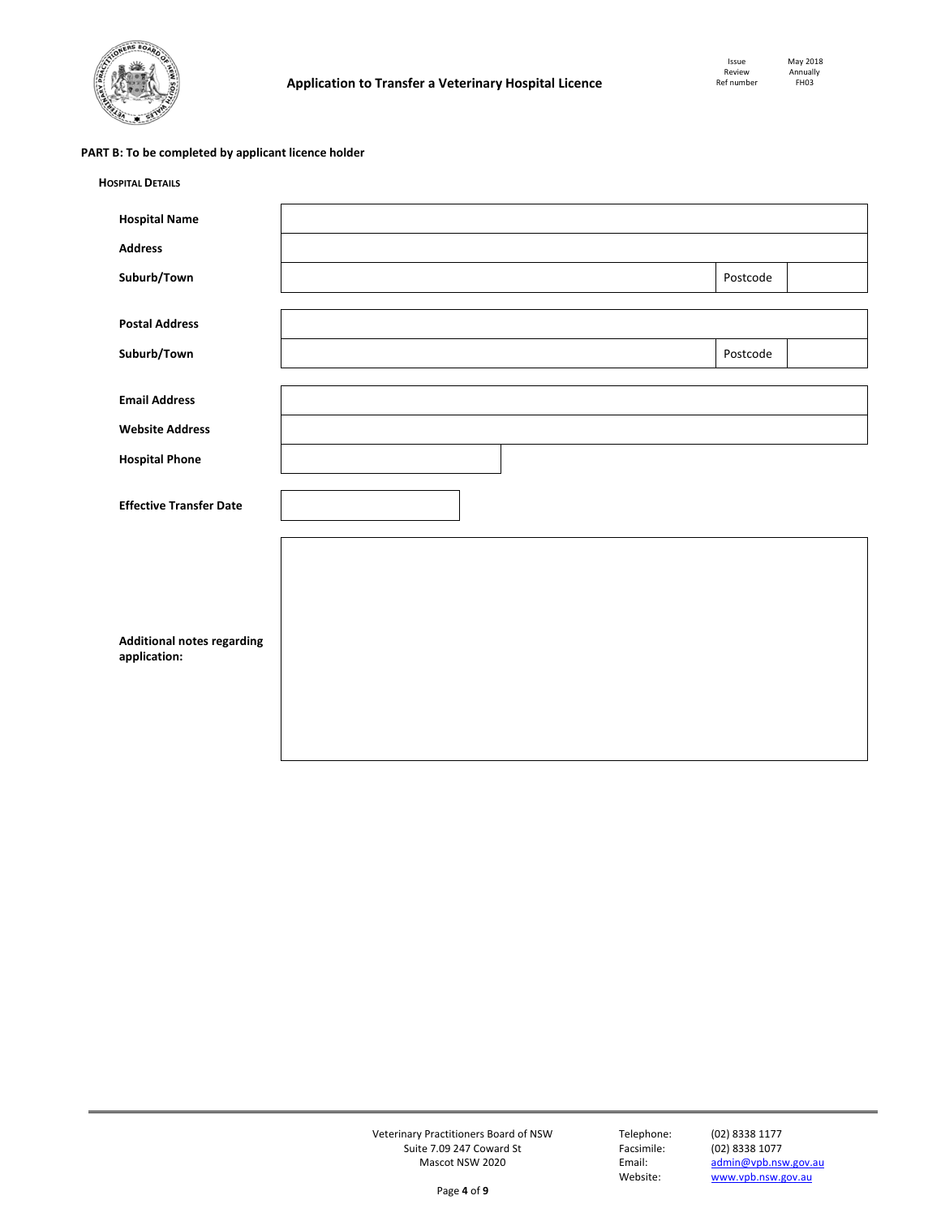**PART B: To be completed by applicant licence holder**

**HOSPITAL DETAILS**

| | | | |
|---|---|---|---|
| **Hospital Name** | | | |
| **Address** | | | |
| **Suburb/Town** | | Postcode | |

| | | | |
|---|---|---|---|
| **Postal Address** | | | |
| **Suburb/Town** | | Postcode | |

| | |
|---|---|
| **Email Address** | |
| **Website Address** | |
| **Hospital Phone** | |

| | |
|---|---|
| **Effective Transfer Date** | |

| | |
|---|---|
| **Additional notes regarding application:** | |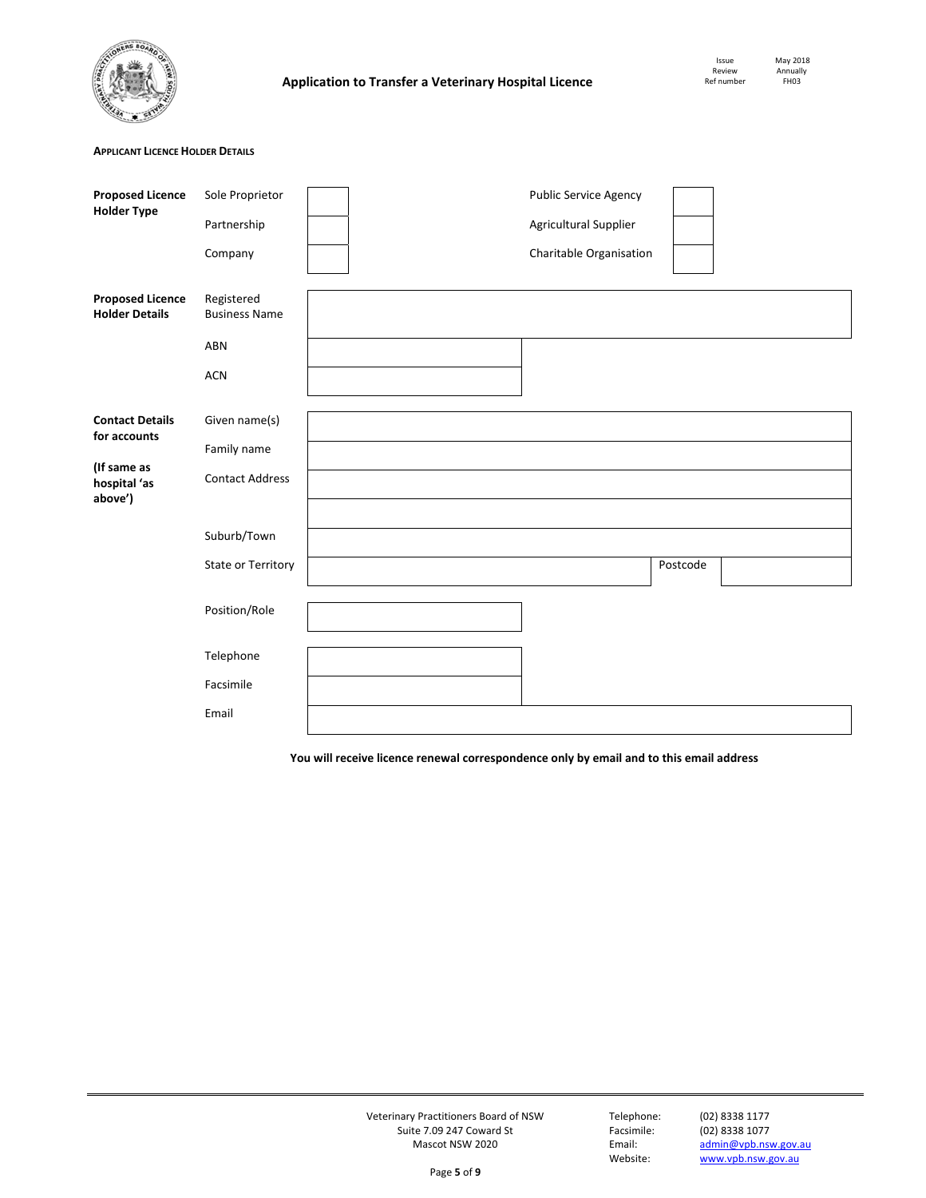**Application to Transfer a Veterinary Hospital Licence**

| Issue | May 2018 |
| --- | --- |
| Review | Annually |
| Ref number | FH03 |

### Applicant Licence Holder Details

| | | | | |
| --- | --- | --- | --- | --- |
| **Proposed Licence Holder Type** | Sole Proprietor | | Public Service Agency | |
| | Partnership | | Agricultural Supplier | |
| | Company | | Charitable Organisation | |

| | | |
| --- | --- | --- |
| **Proposed Licence Holder Details** | Registered Business Name | |
| | ABN | |
| | ACN | |

| | | | | |
| --- | --- | --- | --- | --- |
| **Contact Details for accounts** | Given name(s) | | | |
| **(If same as hospital 'as above')** | Family name | | | |
| | Contact Address | | | |
| | | | | |
| | Suburb/Town | | | |
| | State or Territory | | Postcode | |
| | Position/Role | | | |
| | Telephone | | | |
| | Facsimile | | | |
| | Email | | | |

**You will receive licence renewal correspondence only by email and to this email address**

Veterinary Practitioners Board of NSW
Suite 7.09 247 Coward St
Mascot NSW 2020

Telephone: (02) 8338 1177
Facsimile: (02) 8338 1077
Email: admin@vpb.nsw.gov.au
Website: www.vpb.nsw.gov.au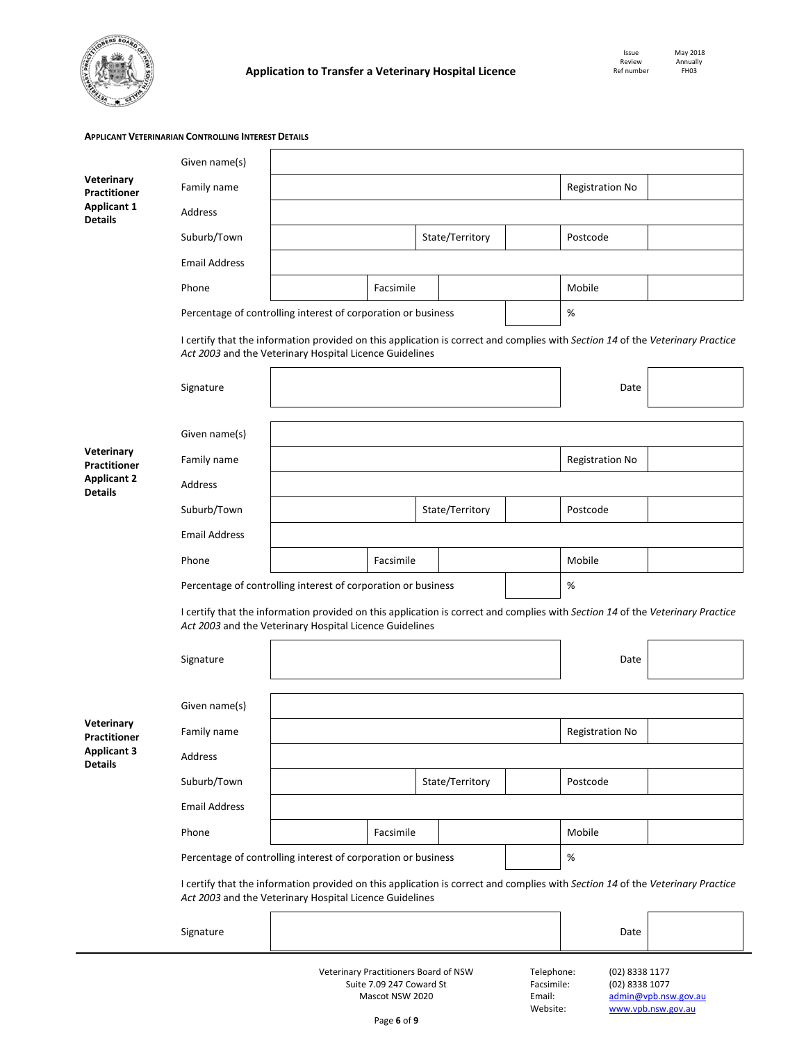## Application to Transfer a Veterinary Hospital Licence

**Applicant Veterinarian Controlling Interest Details**

**Veterinary Practitioner Applicant 1 Details**

| | | | | | |
|---|---|---|---|---|---|
| Given name(s) | | | | | |
| Family name | | | | Registration No | |
| Address | | | | | |
| Suburb/Town | | State/Territory | | Postcode | |
| Email Address | | | | | |
| Phone | | Facsimile | | Mobile | |
| Percentage of controlling interest of corporation or business | | | | % | |

I certify that the information provided on this application is correct and complies with *Section 14* of the *Veterinary Practice Act 2003* and the Veterinary Hospital Licence Guidelines

| | | | |
|---|---|---|---|
| Signature | | Date | |

**Veterinary Practitioner Applicant 2 Details**

| | | | | | |
|---|---|---|---|---|---|
| Given name(s) | | | | | |
| Family name | | | | Registration No | |
| Address | | | | | |
| Suburb/Town | | State/Territory | | Postcode | |
| Email Address | | | | | |
| Phone | | Facsimile | | Mobile | |
| Percentage of controlling interest of corporation or business | | | | % | |

I certify that the information provided on this application is correct and complies with *Section 14* of the *Veterinary Practice Act 2003* and the Veterinary Hospital Licence Guidelines

| | | | |
|---|---|---|---|
| Signature | | Date | |

**Veterinary Practitioner Applicant 3 Details**

| | | | | | |
|---|---|---|---|---|---|
| Given name(s) | | | | | |
| Family name | | | | Registration No | |
| Address | | | | | |
| Suburb/Town | | State/Territory | | Postcode | |
| Email Address | | | | | |
| Phone | | Facsimile | | Mobile | |
| Percentage of controlling interest of corporation or business | | | | % | |

I certify that the information provided on this application is correct and complies with *Section 14* of the *Veterinary Practice Act 2003* and the Veterinary Hospital Licence Guidelines

| | | | |
|---|---|---|---|
| Signature | | Date | |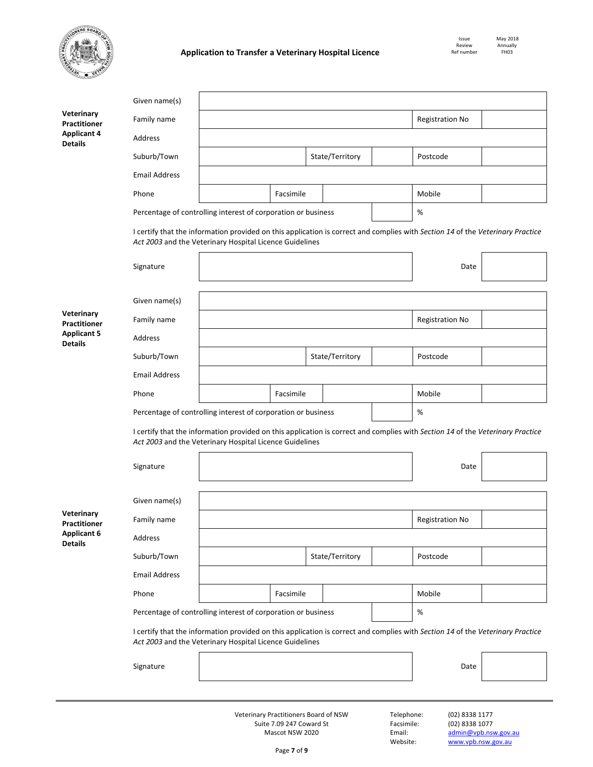## Application to Transfer a Veterinary Hospital Licence

| Issue | May 2018 |
|---|---|
| Review | Annually |
| Ref number | FH03 |

**Veterinary Practitioner Applicant 4 Details**

| Given name(s) | | | | | |
|---|---|---|---|---|---|
| Family name | | | | Registration No | |
| Address | | | | | |
| Suburb/Town | | State/Territory | | Postcode | |
| Email Address | | | | | |
| Phone | | Facsimile | | Mobile | |
| Percentage of controlling interest of corporation or business | | | | % | |

I certify that the information provided on this application is correct and complies with *Section 14* of the *Veterinary Practice Act 2003* and the Veterinary Hospital Licence Guidelines

| Signature | | Date | |
|---|---|---|---|

**Veterinary Practitioner Applicant 5 Details**

| Given name(s) | | | | | |
|---|---|---|---|---|---|
| Family name | | | | Registration No | |
| Address | | | | | |
| Suburb/Town | | State/Territory | | Postcode | |
| Email Address | | | | | |
| Phone | | Facsimile | | Mobile | |
| Percentage of controlling interest of corporation or business | | | | % | |

I certify that the information provided on this application is correct and complies with *Section 14* of the *Veterinary Practice Act 2003* and the Veterinary Hospital Licence Guidelines

| Signature | | Date | |
|---|---|---|---|

**Veterinary Practitioner Applicant 6 Details**

| Given name(s) | | | | | |
|---|---|---|---|---|---|
| Family name | | | | Registration No | |
| Address | | | | | |
| Suburb/Town | | State/Territory | | Postcode | |
| Email Address | | | | | |
| Phone | | Facsimile | | Mobile | |
| Percentage of controlling interest of corporation or business | | | | % | |

I certify that the information provided on this application is correct and complies with *Section 14* of the *Veterinary Practice Act 2003* and the Veterinary Hospital Licence Guidelines

| Signature | | Date | |
|---|---|---|---|

Veterinary Practitioners Board of NSW
Suite 7.09 247 Coward St
Mascot NSW 2020

Telephone: (02) 8338 1177
Facsimile: (02) 8338 1077
Email: admin@vpb.nsw.gov.au
Website: www.vpb.nsw.gov.au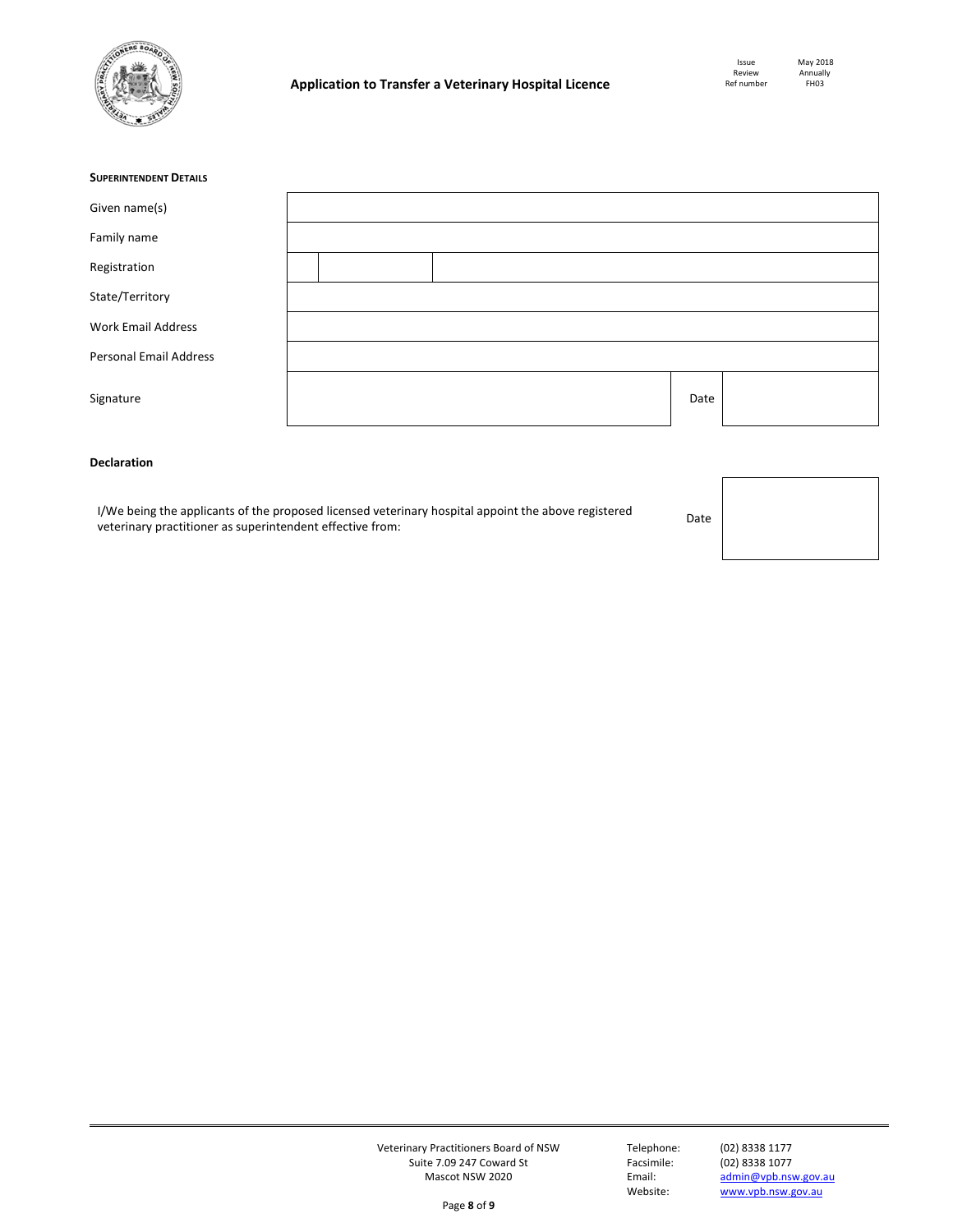**Superintendent Details**

| | | | |
|---|---|---|---|
| Given name(s) | | | |
| Family name | | | |
| Registration | | | |
| State/Territory | | | |
| Work Email Address | | | |
| Personal Email Address | | | |
| Signature | | Date | |

**Declaration**

| | | |
|---|---|---|
| I/We being the applicants of the proposed licensed veterinary hospital appoint the above registered veterinary practitioner as superintendent effective from: | Date | |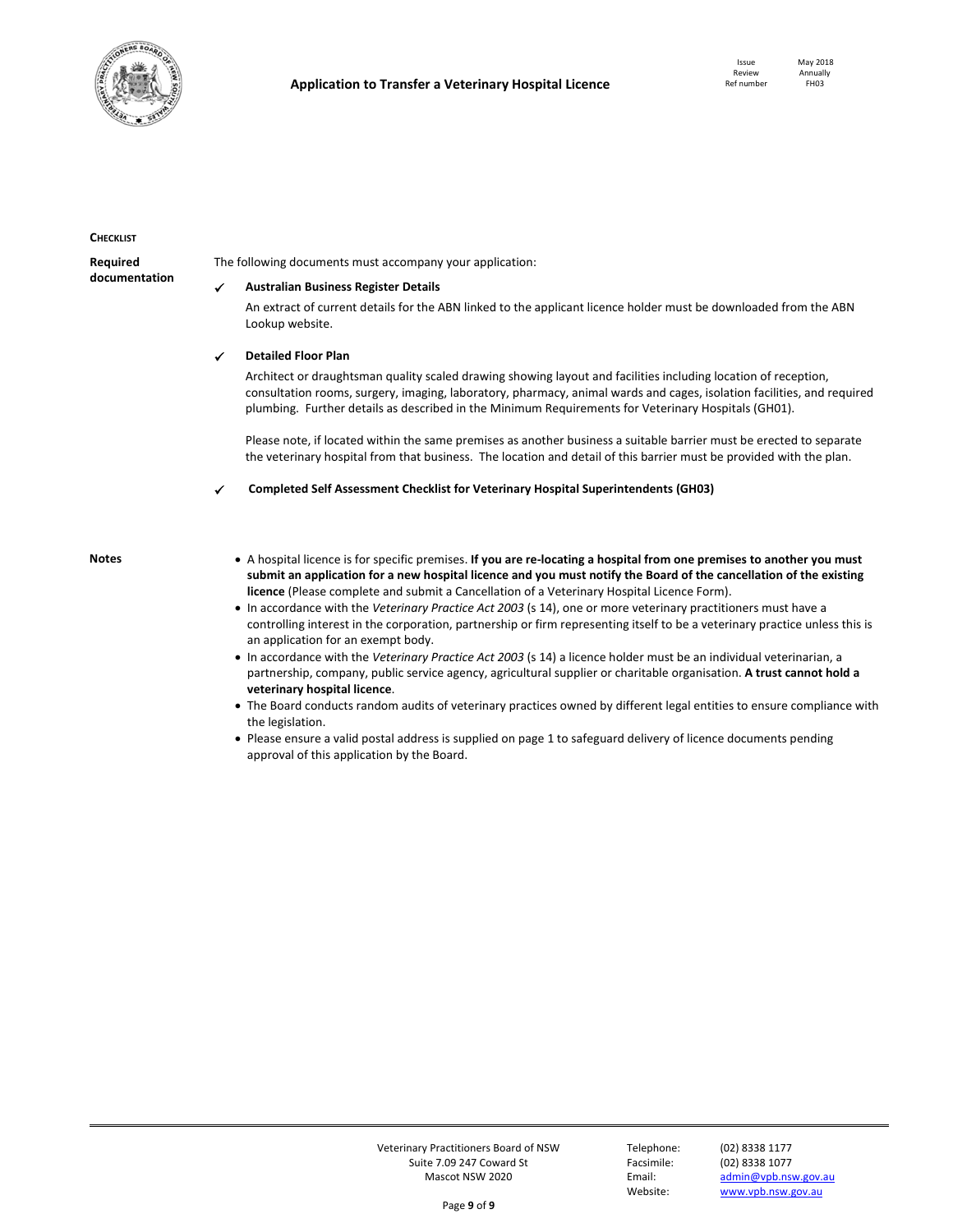## Checklist

**Required documentation**

The following documents must accompany your application:

✓ **Australian Business Register Details**

An extract of current details for the ABN linked to the applicant licence holder must be downloaded from the ABN Lookup website.

✓ **Detailed Floor Plan**

Architect or draughtsman quality scaled drawing showing layout and facilities including location of reception, consultation rooms, surgery, imaging, laboratory, pharmacy, animal wards and cages, isolation facilities, and required plumbing. Further details as described in the Minimum Requirements for Veterinary Hospitals (GH01).

Please note, if located within the same premises as another business a suitable barrier must be erected to separate the veterinary hospital from that business. The location and detail of this barrier must be provided with the plan.

✓ **Completed Self Assessment Checklist for Veterinary Hospital Superintendents (GH03)**

**Notes**

- A hospital licence is for specific premises. **If you are re-locating a hospital from one premises to another you must submit an application for a new hospital licence and you must notify the Board of the cancellation of the existing licence** (Please complete and submit a Cancellation of a Veterinary Hospital Licence Form).
- In accordance with the *Veterinary Practice Act 2003* (s 14), one or more veterinary practitioners must have a controlling interest in the corporation, partnership or firm representing itself to be a veterinary practice unless this is an application for an exempt body.
- In accordance with the *Veterinary Practice Act 2003* (s 14) a licence holder must be an individual veterinarian, a partnership, company, public service agency, agricultural supplier or charitable organisation. **A trust cannot hold a veterinary hospital licence**.
- The Board conducts random audits of veterinary practices owned by different legal entities to ensure compliance with the legislation.
- Please ensure a valid postal address is supplied on page 1 to safeguard delivery of licence documents pending approval of this application by the Board.